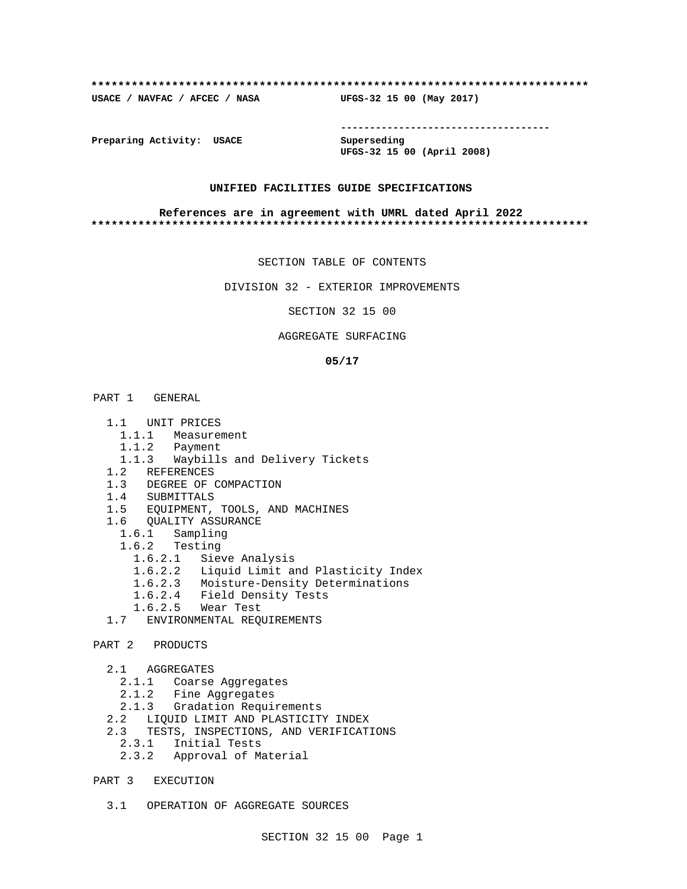**************************************************************************

**USACE / NAVFAC / AFCEC / NASA** **UFGS-32 15 00 (May 2017)**

-----------------------------------

**Preparing Activity: USACE** **Superseding**
**UFGS-32 15 00 (April 2008)**

**UNIFIED FACILITIES GUIDE SPECIFICATIONS**

**References are in agreement with UMRL dated April 2022**

**************************************************************************

SECTION TABLE OF CONTENTS

DIVISION 32 - EXTERIOR IMPROVEMENTS

SECTION 32 15 00

AGGREGATE SURFACING

**05/17**

PART 1 GENERAL

- 1.1 UNIT PRICES
  - 1.1.1 Measurement
  - 1.1.2 Payment
  - 1.1.3 Waybills and Delivery Tickets
- 1.2 REFERENCES
- 1.3 DEGREE OF COMPACTION
- 1.4 SUBMITTALS
- 1.5 EQUIPMENT, TOOLS, AND MACHINES
- 1.6 QUALITY ASSURANCE
  - 1.6.1 Sampling
  - 1.6.2 Testing
    - 1.6.2.1 Sieve Analysis
    - 1.6.2.2 Liquid Limit and Plasticity Index
    - 1.6.2.3 Moisture-Density Determinations
    - 1.6.2.4 Field Density Tests
    - 1.6.2.5 Wear Test
- 1.7 ENVIRONMENTAL REQUIREMENTS

PART 2 PRODUCTS

- 2.1 AGGREGATES
  - 2.1.1 Coarse Aggregates
  - 2.1.2 Fine Aggregates
  - 2.1.3 Gradation Requirements
- 2.2 LIQUID LIMIT AND PLASTICITY INDEX
- 2.3 TESTS, INSPECTIONS, AND VERIFICATIONS
  - 2.3.1 Initial Tests
  - 2.3.2 Approval of Material

PART 3 EXECUTION

- 3.1 OPERATION OF AGGREGATE SOURCES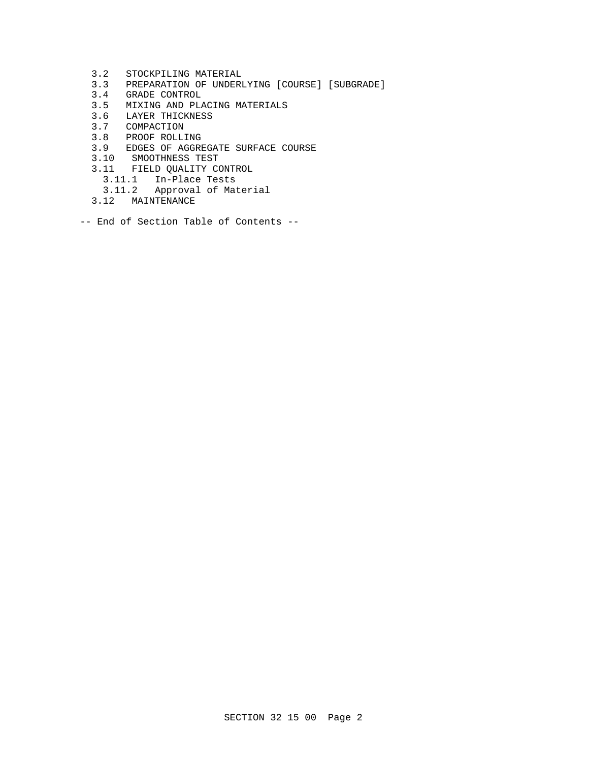- 3.2 STOCKPILING MATERIAL
- 3.3 PREPARATION OF UNDERLYING [COURSE] [SUBGRADE]
- 3.4 GRADE CONTROL
- 3.5 MIXING AND PLACING MATERIALS
- 3.6 LAYER THICKNESS
- 3.7 COMPACTION
- 3.8 PROOF ROLLING
- 3.9 EDGES OF AGGREGATE SURFACE COURSE
- 3.10 SMOOTHNESS TEST
- 3.11 FIELD QUALITY CONTROL
  - 3.11.1 In-Place Tests
  - 3.11.2 Approval of Material
- 3.12 MAINTENANCE

-- End of Section Table of Contents --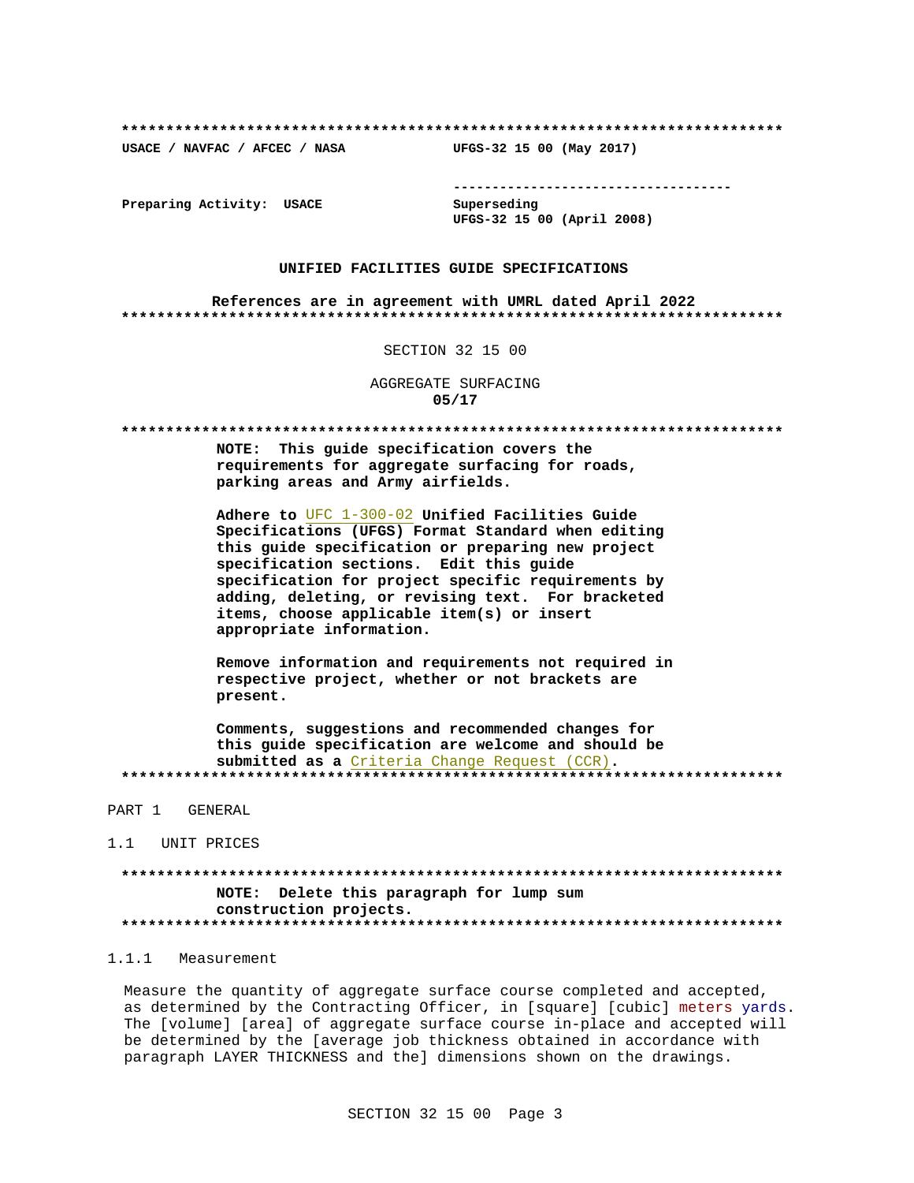**************************************************************************

**USACE / NAVFAC / AFCEC / NASA** **UFGS-32 15 00 (May 2017)**

-----------------------------------

**Preparing Activity: USACE** **Superseding**
**UFGS-32 15 00 (April 2008)**

**UNIFIED FACILITIES GUIDE SPECIFICATIONS**

**References are in agreement with UMRL dated April 2022**

**************************************************************************

SECTION 32 15 00

AGGREGATE SURFACING
**05/17**

**************************************************************************

**NOTE: This guide specification covers the requirements for aggregate surfacing for roads, parking areas and Army airfields.**

**Adhere to** UFC 1-300-02 **Unified Facilities Guide Specifications (UFGS) Format Standard when editing this guide specification or preparing new project specification sections. Edit this guide specification for project specific requirements by adding, deleting, or revising text. For bracketed items, choose applicable item(s) or insert appropriate information.**

**Remove information and requirements not required in respective project, whether or not brackets are present.**

**Comments, suggestions and recommended changes for this guide specification are welcome and should be submitted as a** Criteria Change Request (CCR)**.**

**************************************************************************

# PART 1 GENERAL

## 1.1 UNIT PRICES

**************************************************************************

**NOTE: Delete this paragraph for lump sum construction projects.**

**************************************************************************

### 1.1.1 Measurement

Measure the quantity of aggregate surface course completed and accepted, as determined by the Contracting Officer, in [square] [cubic] meters yards. The [volume] [area] of aggregate surface course in-place and accepted will be determined by the [average job thickness obtained in accordance with paragraph LAYER THICKNESS and the] dimensions shown on the drawings.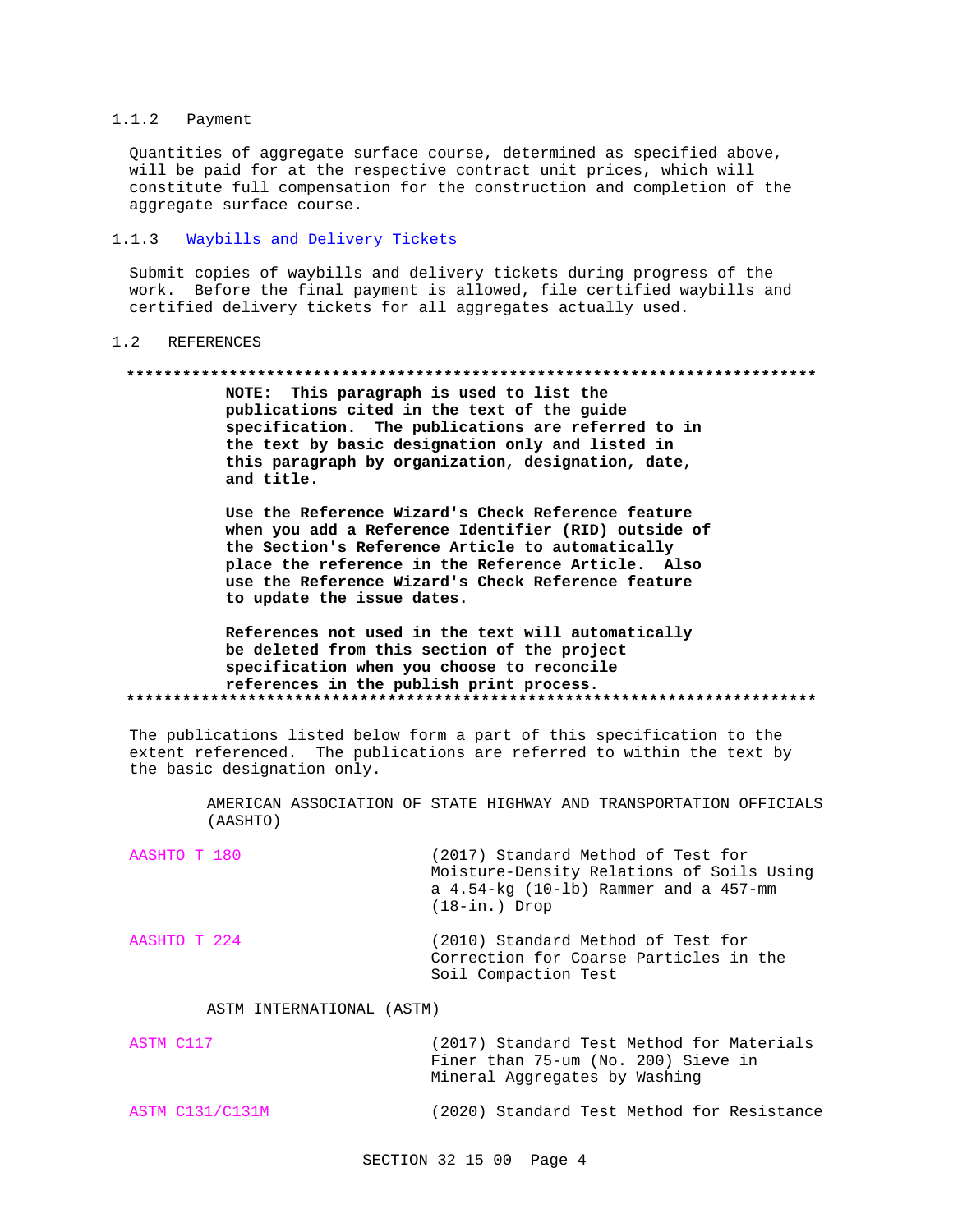### 1.1.2 Payment

Quantities of aggregate surface course, determined as specified above, will be paid for at the respective contract unit prices, which will constitute full compensation for the construction and completion of the aggregate surface course.

### 1.1.3 Waybills and Delivery Tickets

Submit copies of waybills and delivery tickets during progress of the work. Before the final payment is allowed, file certified waybills and certified delivery tickets for all aggregates actually used.

## 1.2 REFERENCES

**************************************************************************

**NOTE: This paragraph is used to list the publications cited in the text of the guide specification. The publications are referred to in the text by basic designation only and listed in this paragraph by organization, designation, date, and title.**

**Use the Reference Wizard's Check Reference feature when you add a Reference Identifier (RID) outside of the Section's Reference Article to automatically place the reference in the Reference Article. Also use the Reference Wizard's Check Reference feature to update the issue dates.**

**References not used in the text will automatically be deleted from this section of the project specification when you choose to reconcile references in the publish print process.**

**************************************************************************

The publications listed below form a part of this specification to the extent referenced. The publications are referred to within the text by the basic designation only.

AMERICAN ASSOCIATION OF STATE HIGHWAY AND TRANSPORTATION OFFICIALS (AASHTO)

| | |
|---|---|
| AASHTO T 180 | (2017) Standard Method of Test for Moisture-Density Relations of Soils Using a 4.54-kg (10-lb) Rammer and a 457-mm (18-in.) Drop |
| AASHTO T 224 | (2010) Standard Method of Test for Correction for Coarse Particles in the Soil Compaction Test |

ASTM INTERNATIONAL (ASTM)

| | |
|---|---|
| ASTM C117 | (2017) Standard Test Method for Materials Finer than 75-um (No. 200) Sieve in Mineral Aggregates by Washing |
| ASTM C131/C131M | (2020) Standard Test Method for Resistance |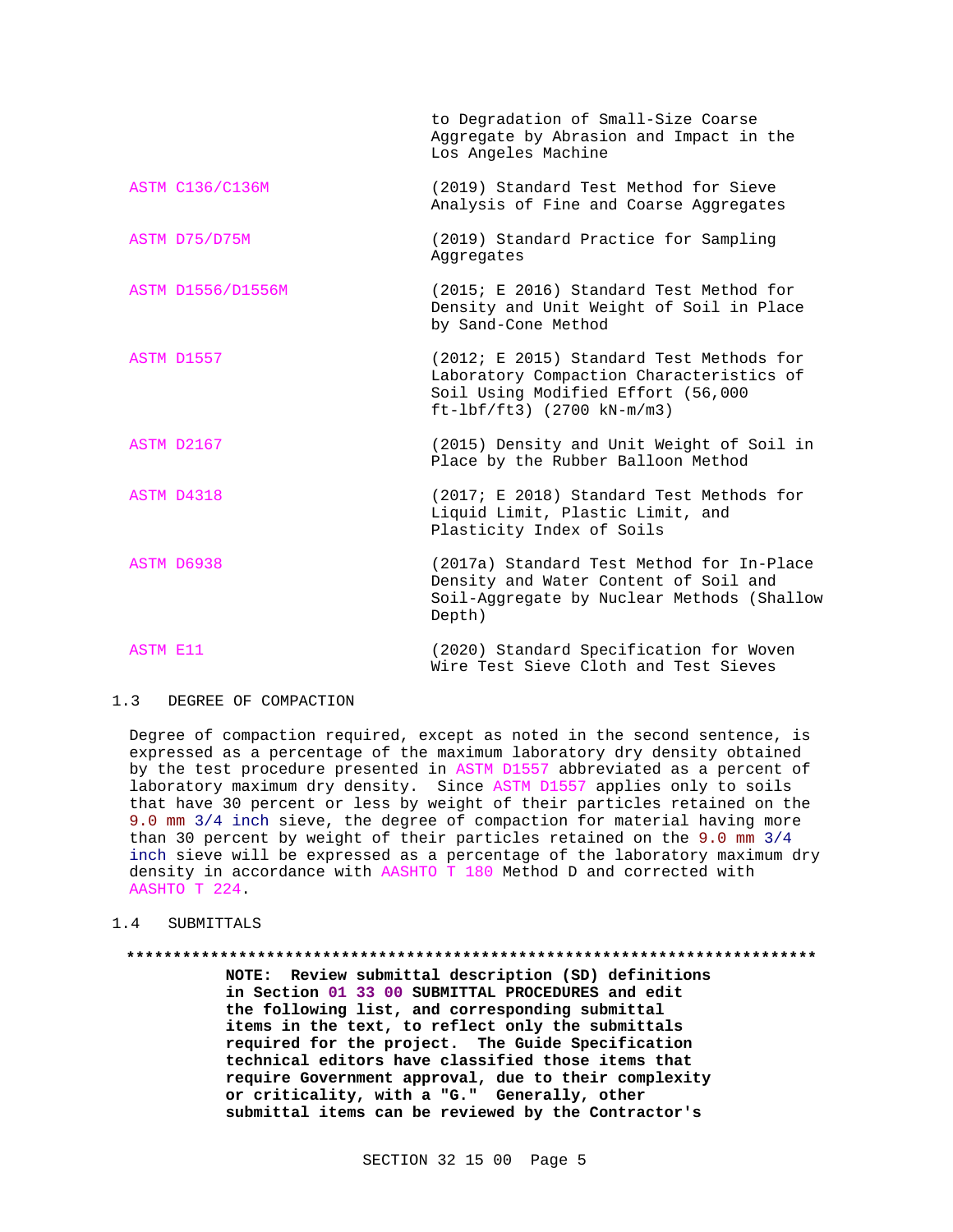to Degradation of Small-Size Coarse Aggregate by Abrasion and Impact in the Los Angeles Machine

| | |
|---|---|
| ASTM C136/C136M | (2019) Standard Test Method for Sieve Analysis of Fine and Coarse Aggregates |
| ASTM D75/D75M | (2019) Standard Practice for Sampling Aggregates |
| ASTM D1556/D1556M | (2015; E 2016) Standard Test Method for Density and Unit Weight of Soil in Place by Sand-Cone Method |
| ASTM D1557 | (2012; E 2015) Standard Test Methods for Laboratory Compaction Characteristics of Soil Using Modified Effort (56,000 ft-lbf/ft3) (2700 kN-m/m3) |
| ASTM D2167 | (2015) Density and Unit Weight of Soil in Place by the Rubber Balloon Method |
| ASTM D4318 | (2017; E 2018) Standard Test Methods for Liquid Limit, Plastic Limit, and Plasticity Index of Soils |
| ASTM D6938 | (2017a) Standard Test Method for In-Place Density and Water Content of Soil and Soil-Aggregate by Nuclear Methods (Shallow Depth) |
| ASTM E11 | (2020) Standard Specification for Woven Wire Test Sieve Cloth and Test Sieves |

## 1.3 DEGREE OF COMPACTION

Degree of compaction required, except as noted in the second sentence, is expressed as a percentage of the maximum laboratory dry density obtained by the test procedure presented in ASTM D1557 abbreviated as a percent of laboratory maximum dry density. Since ASTM D1557 applies only to soils that have 30 percent or less by weight of their particles retained on the 9.0 mm 3/4 inch sieve, the degree of compaction for material having more than 30 percent by weight of their particles retained on the 9.0 mm 3/4 inch sieve will be expressed as a percentage of the laboratory maximum dry density in accordance with AASHTO T 180 Method D and corrected with AASHTO T 224.

## 1.4 SUBMITTALS

**************************************************************************

**NOTE: Review submittal description (SD) definitions in Section 01 33 00 SUBMITTAL PROCEDURES and edit the following list, and corresponding submittal items in the text, to reflect only the submittals required for the project. The Guide Specification technical editors have classified those items that require Government approval, due to their complexity or criticality, with a "G." Generally, other submittal items can be reviewed by the Contractor's**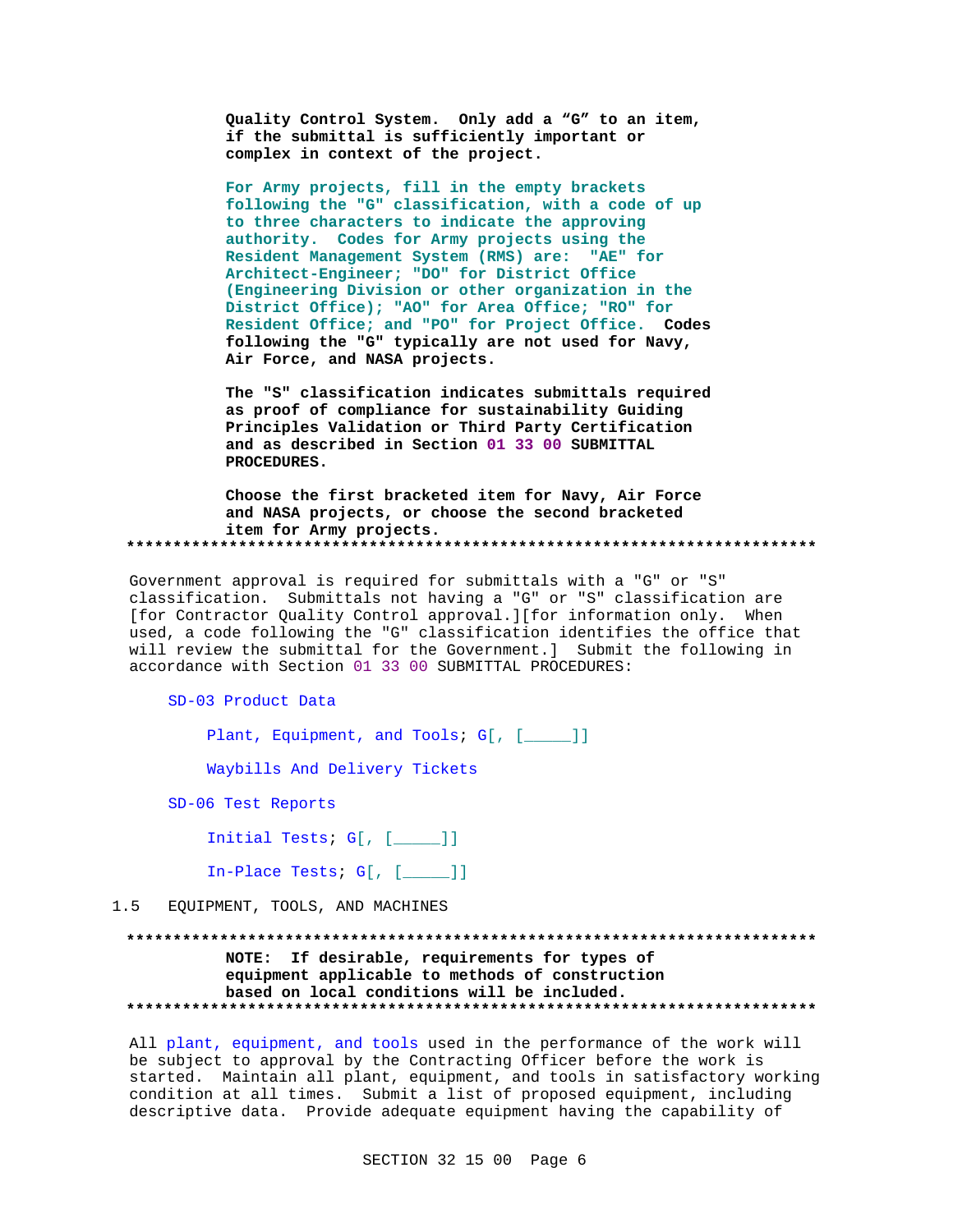**Quality Control System. Only add a "G" to an item, if the submittal is sufficiently important or complex in context of the project.**

**For Army projects, fill in the empty brackets following the "G" classification, with a code of up to three characters to indicate the approving authority. Codes for Army projects using the Resident Management System (RMS) are: "AE" for Architect-Engineer; "DO" for District Office (Engineering Division or other organization in the District Office); "AO" for Area Office; "RO" for Resident Office; and "PO" for Project Office. Codes following the "G" typically are not used for Navy, Air Force, and NASA projects.**

**The "S" classification indicates submittals required as proof of compliance for sustainability Guiding Principles Validation or Third Party Certification and as described in Section 01 33 00 SUBMITTAL PROCEDURES.**

**Choose the first bracketed item for Navy, Air Force and NASA projects, or choose the second bracketed item for Army projects.**

**************************************************************************

Government approval is required for submittals with a "G" or "S" classification. Submittals not having a "G" or "S" classification are [for Contractor Quality Control approval.][for information only. When used, a code following the "G" classification identifies the office that will review the submittal for the Government.] Submit the following in accordance with Section 01 33 00 SUBMITTAL PROCEDURES:

SD-03 Product Data

Plant, Equipment, and Tools; G[, [_____]]

Waybills And Delivery Tickets

SD-06 Test Reports

Initial Tests; G[, [_____]]

In-Place Tests; G[, [_____]]

## 1.5 EQUIPMENT, TOOLS, AND MACHINES

**************************************************************************
**NOTE: If desirable, requirements for types of equipment applicable to methods of construction based on local conditions will be included.**
**************************************************************************

All plant, equipment, and tools used in the performance of the work will be subject to approval by the Contracting Officer before the work is started. Maintain all plant, equipment, and tools in satisfactory working condition at all times. Submit a list of proposed equipment, including descriptive data. Provide adequate equipment having the capability of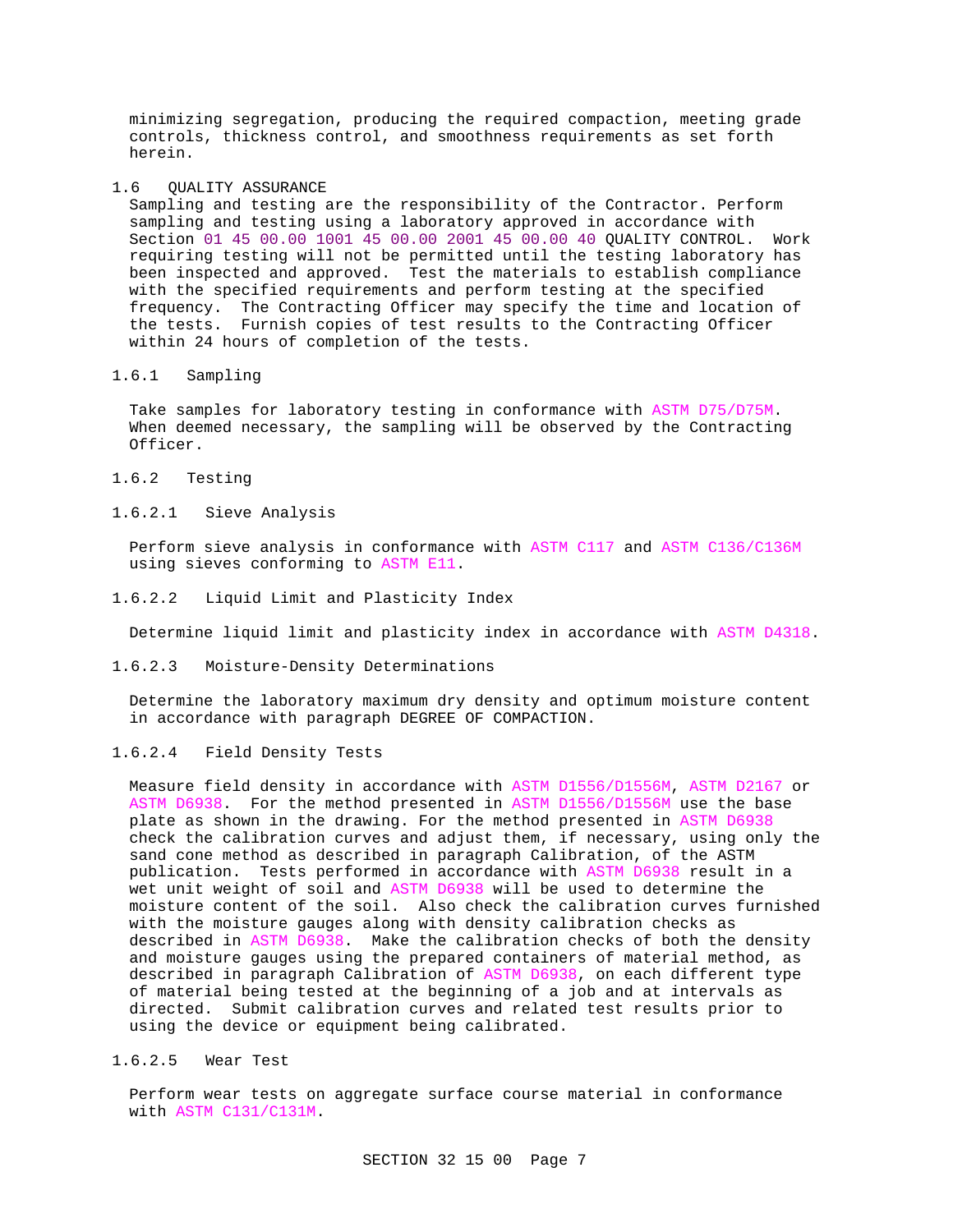minimizing segregation, producing the required compaction, meeting grade controls, thickness control, and smoothness requirements as set forth herein.

## 1.6 QUALITY ASSURANCE

Sampling and testing are the responsibility of the Contractor. Perform sampling and testing using a laboratory approved in accordance with Section 01 45 00.00 1001 45 00.00 2001 45 00.00 40 QUALITY CONTROL. Work requiring testing will not be permitted until the testing laboratory has been inspected and approved. Test the materials to establish compliance with the specified requirements and perform testing at the specified frequency. The Contracting Officer may specify the time and location of the tests. Furnish copies of test results to the Contracting Officer within 24 hours of completion of the tests.

### 1.6.1 Sampling

Take samples for laboratory testing in conformance with ASTM D75/D75M. When deemed necessary, the sampling will be observed by the Contracting Officer.

### 1.6.2 Testing

#### 1.6.2.1 Sieve Analysis

Perform sieve analysis in conformance with ASTM C117 and ASTM C136/C136M using sieves conforming to ASTM E11.

#### 1.6.2.2 Liquid Limit and Plasticity Index

Determine liquid limit and plasticity index in accordance with ASTM D4318.

#### 1.6.2.3 Moisture-Density Determinations

Determine the laboratory maximum dry density and optimum moisture content in accordance with paragraph DEGREE OF COMPACTION.

#### 1.6.2.4 Field Density Tests

Measure field density in accordance with ASTM D1556/D1556M, ASTM D2167 or ASTM D6938. For the method presented in ASTM D1556/D1556M use the base plate as shown in the drawing. For the method presented in ASTM D6938 check the calibration curves and adjust them, if necessary, using only the sand cone method as described in paragraph Calibration, of the ASTM publication. Tests performed in accordance with ASTM D6938 result in a wet unit weight of soil and ASTM D6938 will be used to determine the moisture content of the soil. Also check the calibration curves furnished with the moisture gauges along with density calibration checks as described in ASTM D6938. Make the calibration checks of both the density and moisture gauges using the prepared containers of material method, as described in paragraph Calibration of ASTM D6938, on each different type of material being tested at the beginning of a job and at intervals as directed. Submit calibration curves and related test results prior to using the device or equipment being calibrated.

#### 1.6.2.5 Wear Test

Perform wear tests on aggregate surface course material in conformance with ASTM C131/C131M.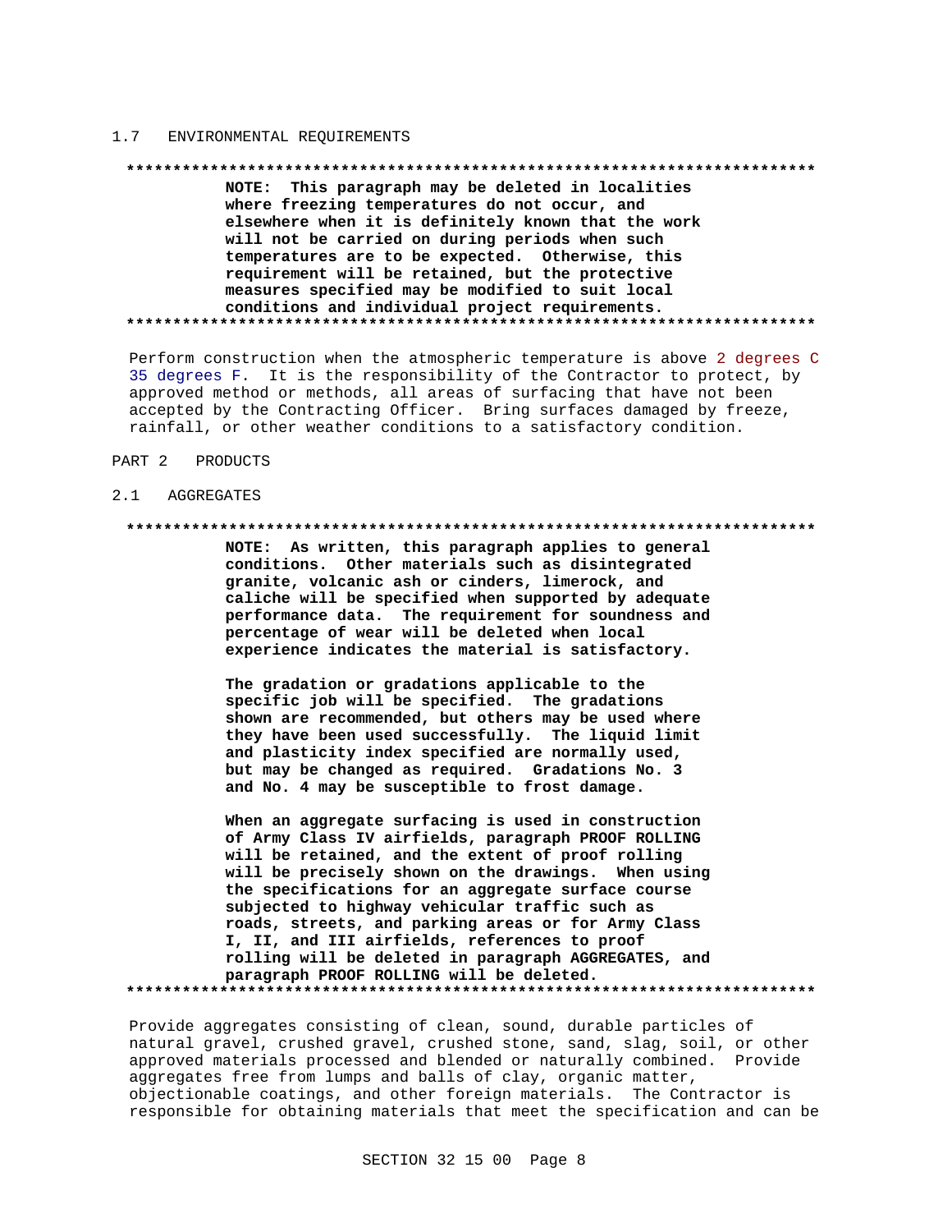## 1.7 ENVIRONMENTAL REQUIREMENTS

**************************************************************************

**NOTE: This paragraph may be deleted in localities where freezing temperatures do not occur, and elsewhere when it is definitely known that the work will not be carried on during periods when such temperatures are to be expected. Otherwise, this requirement will be retained, but the protective measures specified may be modified to suit local conditions and individual project requirements.**

**************************************************************************

Perform construction when the atmospheric temperature is above 2 degrees C 35 degrees F. It is the responsibility of the Contractor to protect, by approved method or methods, all areas of surfacing that have not been accepted by the Contracting Officer. Bring surfaces damaged by freeze, rainfall, or other weather conditions to a satisfactory condition.

# PART 2 PRODUCTS

## 2.1 AGGREGATES

**************************************************************************

**NOTE: As written, this paragraph applies to general conditions. Other materials such as disintegrated granite, volcanic ash or cinders, limerock, and caliche will be specified when supported by adequate performance data. The requirement for soundness and percentage of wear will be deleted when local experience indicates the material is satisfactory.**

**The gradation or gradations applicable to the specific job will be specified. The gradations shown are recommended, but others may be used where they have been used successfully. The liquid limit and plasticity index specified are normally used, but may be changed as required. Gradations No. 3 and No. 4 may be susceptible to frost damage.**

**When an aggregate surfacing is used in construction of Army Class IV airfields, paragraph PROOF ROLLING will be retained, and the extent of proof rolling will be precisely shown on the drawings. When using the specifications for an aggregate surface course subjected to highway vehicular traffic such as roads, streets, and parking areas or for Army Class I, II, and III airfields, references to proof rolling will be deleted in paragraph AGGREGATES, and paragraph PROOF ROLLING will be deleted.**

**************************************************************************

Provide aggregates consisting of clean, sound, durable particles of natural gravel, crushed gravel, crushed stone, sand, slag, soil, or other approved materials processed and blended or naturally combined. Provide aggregates free from lumps and balls of clay, organic matter, objectionable coatings, and other foreign materials. The Contractor is responsible for obtaining materials that meet the specification and can be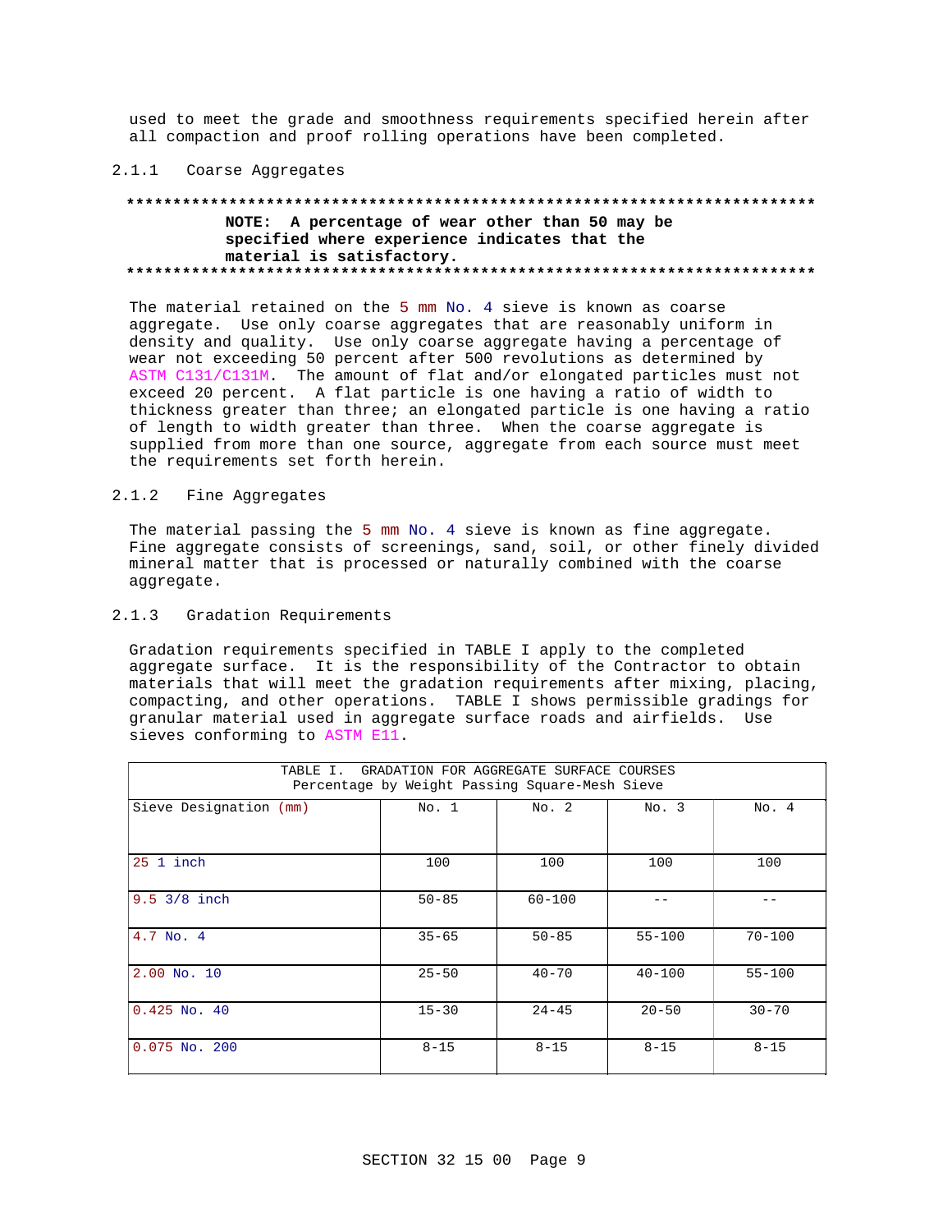used to meet the grade and smoothness requirements specified herein after all compaction and proof rolling operations have been completed.

### 2.1.1 Coarse Aggregates

---

**NOTE: A percentage of wear other than 50 may be specified where experience indicates that the material is satisfactory.**

---

The material retained on the 5 mm No. 4 sieve is known as coarse aggregate. Use only coarse aggregates that are reasonably uniform in density and quality. Use only coarse aggregate having a percentage of wear not exceeding 50 percent after 500 revolutions as determined by ASTM C131/C131M. The amount of flat and/or elongated particles must not exceed 20 percent. A flat particle is one having a ratio of width to thickness greater than three; an elongated particle is one having a ratio of length to width greater than three. When the coarse aggregate is supplied from more than one source, aggregate from each source must meet the requirements set forth herein.

### 2.1.2 Fine Aggregates

The material passing the 5 mm No. 4 sieve is known as fine aggregate. Fine aggregate consists of screenings, sand, soil, or other finely divided mineral matter that is processed or naturally combined with the coarse aggregate.

### 2.1.3 Gradation Requirements

Gradation requirements specified in TABLE I apply to the completed aggregate surface. It is the responsibility of the Contractor to obtain materials that will meet the gradation requirements after mixing, placing, compacting, and other operations. TABLE I shows permissible gradings for granular material used in aggregate surface roads and airfields. Use sieves conforming to ASTM E11.

TABLE I. GRADATION FOR AGGREGATE SURFACE COURSES
Percentage by Weight Passing Square-Mesh Sieve

| Sieve Designation (mm) | No. 1 | No. 2 | No. 3 | No. 4 |
|---|---|---|---|---|
| 25 1 inch | 100 | 100 | 100 | 100 |
| 9.5 3/8 inch | 50-85 | 60-100 | -- | -- |
| 4.7 No. 4 | 35-65 | 50-85 | 55-100 | 70-100 |
| 2.00 No. 10 | 25-50 | 40-70 | 40-100 | 55-100 |
| 0.425 No. 40 | 15-30 | 24-45 | 20-50 | 30-70 |
| 0.075 No. 200 | 8-15 | 8-15 | 8-15 | 8-15 |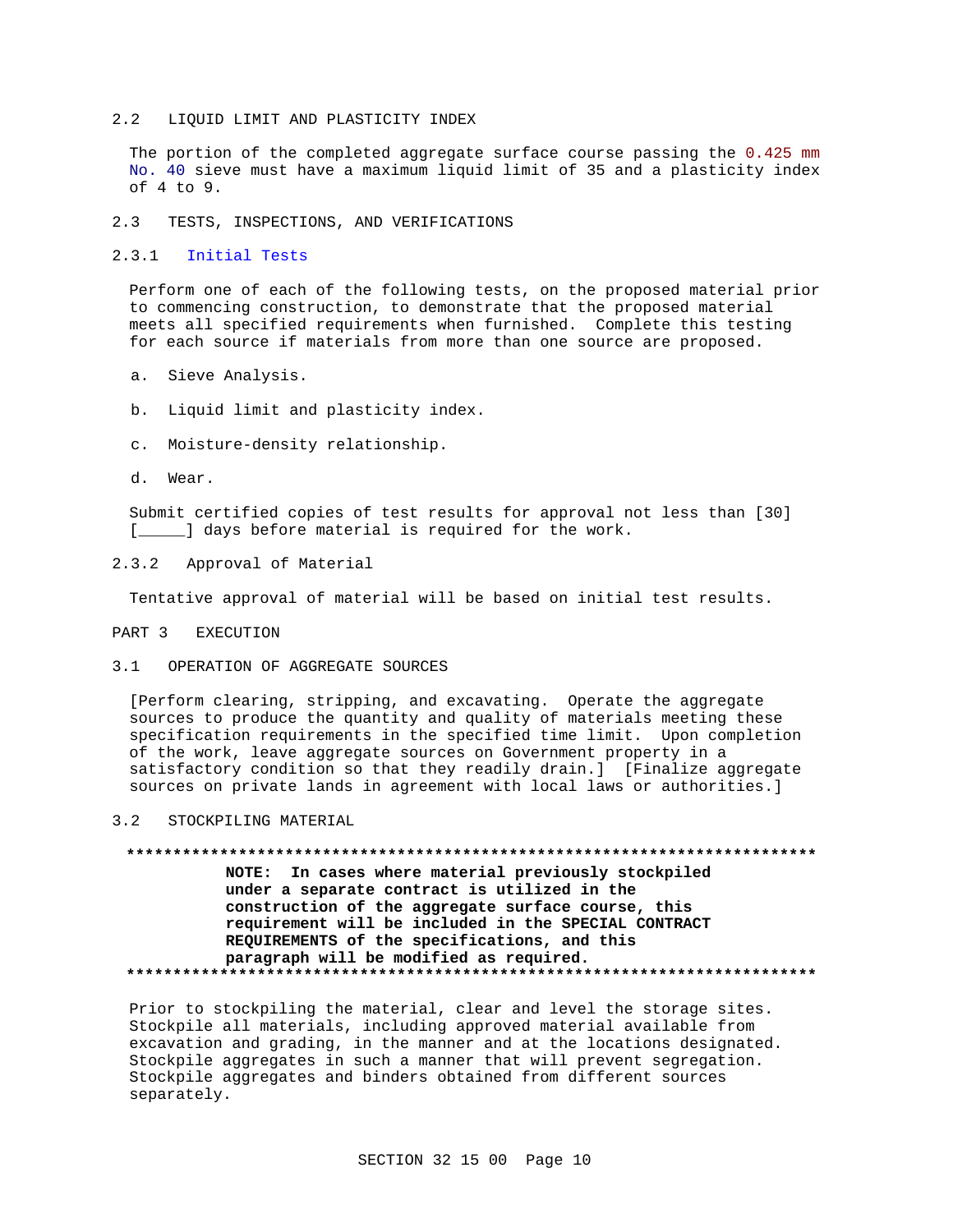## 2.2 LIQUID LIMIT AND PLASTICITY INDEX

The portion of the completed aggregate surface course passing the 0.425 mm No. 40 sieve must have a maximum liquid limit of 35 and a plasticity index of 4 to 9.

## 2.3 TESTS, INSPECTIONS, AND VERIFICATIONS

### 2.3.1 Initial Tests

Perform one of each of the following tests, on the proposed material prior to commencing construction, to demonstrate that the proposed material meets all specified requirements when furnished. Complete this testing for each source if materials from more than one source are proposed.

a. Sieve Analysis.

b. Liquid limit and plasticity index.

c. Moisture-density relationship.

d. Wear.

Submit certified copies of test results for approval not less than [30] [_____] days before material is required for the work.

### 2.3.2 Approval of Material

Tentative approval of material will be based on initial test results.

# PART 3 EXECUTION

## 3.1 OPERATION OF AGGREGATE SOURCES

[Perform clearing, stripping, and excavating. Operate the aggregate sources to produce the quantity and quality of materials meeting these specification requirements in the specified time limit. Upon completion of the work, leave aggregate sources on Government property in a satisfactory condition so that they readily drain.] [Finalize aggregate sources on private lands in agreement with local laws or authorities.]

## 3.2 STOCKPILING MATERIAL

**************************************************************************

**NOTE: In cases where material previously stockpiled under a separate contract is utilized in the construction of the aggregate surface course, this requirement will be included in the SPECIAL CONTRACT REQUIREMENTS of the specifications, and this paragraph will be modified as required.**

**************************************************************************

Prior to stockpiling the material, clear and level the storage sites. Stockpile all materials, including approved material available from excavation and grading, in the manner and at the locations designated. Stockpile aggregates in such a manner that will prevent segregation. Stockpile aggregates and binders obtained from different sources separately.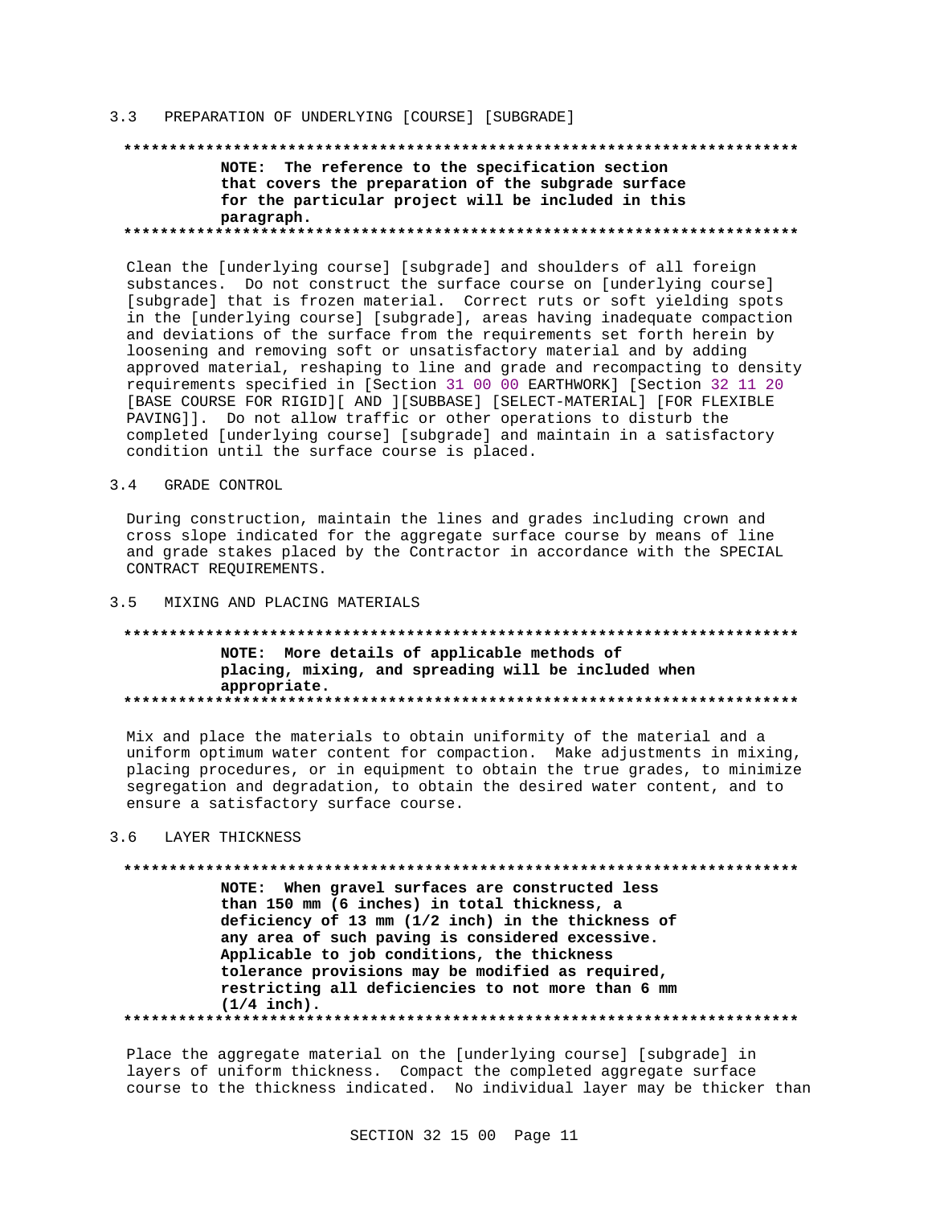## 3.3 PREPARATION OF UNDERLYING [COURSE] [SUBGRADE]

**************************************************************************
**NOTE: The reference to the specification section that covers the preparation of the subgrade surface for the particular project will be included in this paragraph.**
**************************************************************************

Clean the [underlying course] [subgrade] and shoulders of all foreign substances. Do not construct the surface course on [underlying course] [subgrade] that is frozen material. Correct ruts or soft yielding spots in the [underlying course] [subgrade], areas having inadequate compaction and deviations of the surface from the requirements set forth herein by loosening and removing soft or unsatisfactory material and by adding approved material, reshaping to line and grade and recompacting to density requirements specified in [Section 31 00 00 EARTHWORK] [Section 32 11 20 [BASE COURSE FOR RIGID][ AND ][SUBBASE] [SELECT-MATERIAL] [FOR FLEXIBLE PAVING]]. Do not allow traffic or other operations to disturb the completed [underlying course] [subgrade] and maintain in a satisfactory condition until the surface course is placed.

## 3.4 GRADE CONTROL

During construction, maintain the lines and grades including crown and cross slope indicated for the aggregate surface course by means of line and grade stakes placed by the Contractor in accordance with the SPECIAL CONTRACT REQUIREMENTS.

## 3.5 MIXING AND PLACING MATERIALS

**************************************************************************
**NOTE: More details of applicable methods of placing, mixing, and spreading will be included when appropriate.**
**************************************************************************

Mix and place the materials to obtain uniformity of the material and a uniform optimum water content for compaction. Make adjustments in mixing, placing procedures, or in equipment to obtain the true grades, to minimize segregation and degradation, to obtain the desired water content, and to ensure a satisfactory surface course.

## 3.6 LAYER THICKNESS

**************************************************************************
**NOTE: When gravel surfaces are constructed less than 150 mm (6 inches) in total thickness, a deficiency of 13 mm (1/2 inch) in the thickness of any area of such paving is considered excessive. Applicable to job conditions, the thickness tolerance provisions may be modified as required, restricting all deficiencies to not more than 6 mm (1/4 inch).**
**************************************************************************

Place the aggregate material on the [underlying course] [subgrade] in layers of uniform thickness. Compact the completed aggregate surface course to the thickness indicated. No individual layer may be thicker than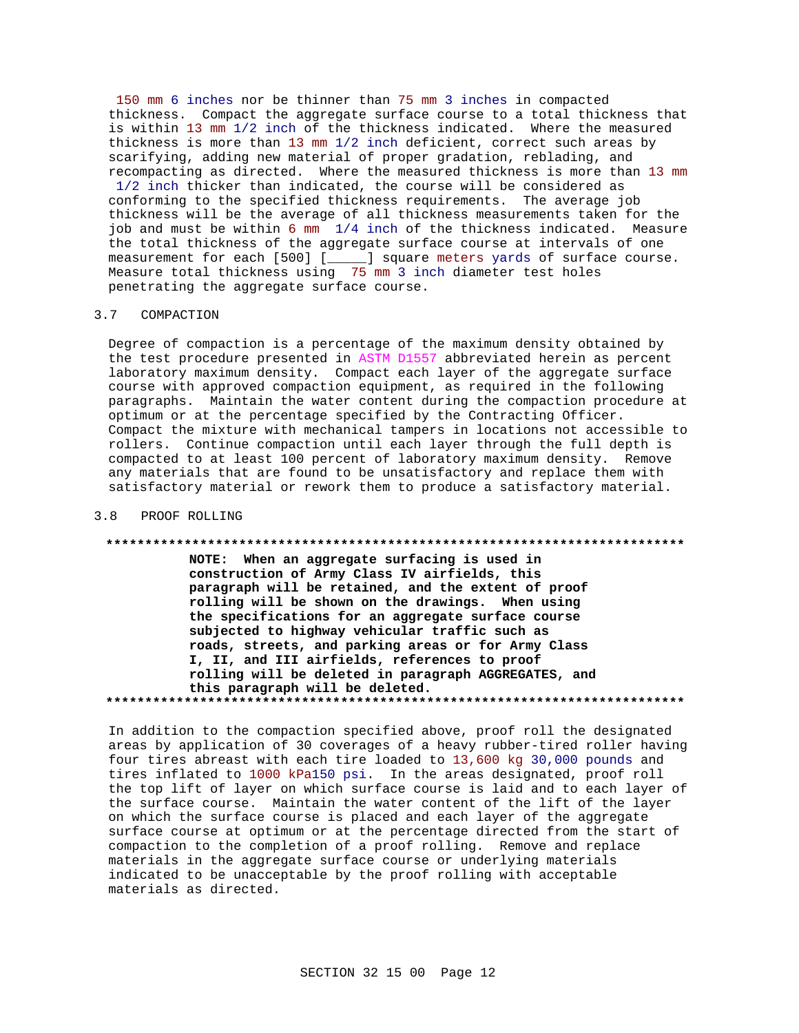150 mm 6 inches nor be thinner than 75 mm 3 inches in compacted thickness. Compact the aggregate surface course to a total thickness that is within 13 mm 1/2 inch of the thickness indicated. Where the measured thickness is more than 13 mm 1/2 inch deficient, correct such areas by scarifying, adding new material of proper gradation, reblading, and recompacting as directed. Where the measured thickness is more than 13 mm 1/2 inch thicker than indicated, the course will be considered as conforming to the specified thickness requirements. The average job thickness will be the average of all thickness measurements taken for the job and must be within 6 mm 1/4 inch of the thickness indicated. Measure the total thickness of the aggregate surface course at intervals of one measurement for each [500] [_____] square meters yards of surface course. Measure total thickness using 75 mm 3 inch diameter test holes penetrating the aggregate surface course.

## 3.7 COMPACTION

Degree of compaction is a percentage of the maximum density obtained by the test procedure presented in ASTM D1557 abbreviated herein as percent laboratory maximum density. Compact each layer of the aggregate surface course with approved compaction equipment, as required in the following paragraphs. Maintain the water content during the compaction procedure at optimum or at the percentage specified by the Contracting Officer. Compact the mixture with mechanical tampers in locations not accessible to rollers. Continue compaction until each layer through the full depth is compacted to at least 100 percent of laboratory maximum density. Remove any materials that are found to be unsatisfactory and replace them with satisfactory material or rework them to produce a satisfactory material.

## 3.8 PROOF ROLLING

**************************************************************************

**NOTE: When an aggregate surfacing is used in construction of Army Class IV airfields, this paragraph will be retained, and the extent of proof rolling will be shown on the drawings. When using the specifications for an aggregate surface course subjected to highway vehicular traffic such as roads, streets, and parking areas or for Army Class I, II, and III airfields, references to proof rolling will be deleted in paragraph AGGREGATES, and this paragraph will be deleted.**

**************************************************************************

In addition to the compaction specified above, proof roll the designated areas by application of 30 coverages of a heavy rubber-tired roller having four tires abreast with each tire loaded to 13,600 kg 30,000 pounds and tires inflated to 1000 kPa150 psi. In the areas designated, proof roll the top lift of layer on which surface course is laid and to each layer of the surface course. Maintain the water content of the lift of the layer on which the surface course is placed and each layer of the aggregate surface course at optimum or at the percentage directed from the start of compaction to the completion of a proof rolling. Remove and replace materials in the aggregate surface course or underlying materials indicated to be unacceptable by the proof rolling with acceptable materials as directed.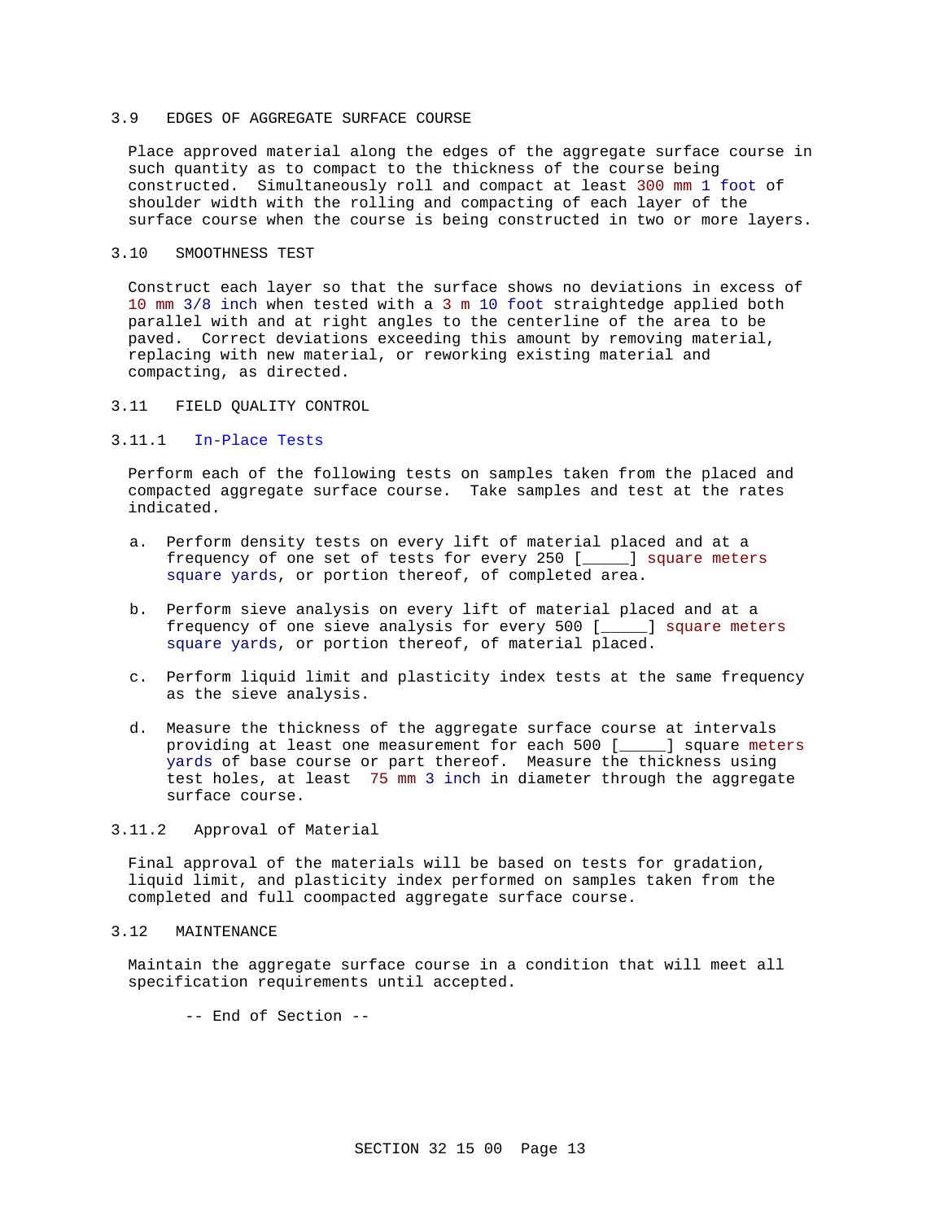## 3.9 EDGES OF AGGREGATE SURFACE COURSE

Place approved material along the edges of the aggregate surface course in such quantity as to compact to the thickness of the course being constructed. Simultaneously roll and compact at least 300 mm 1 foot of shoulder width with the rolling and compacting of each layer of the surface course when the course is being constructed in two or more layers.

## 3.10 SMOOTHNESS TEST

Construct each layer so that the surface shows no deviations in excess of 10 mm 3/8 inch when tested with a 3 m 10 foot straightedge applied both parallel with and at right angles to the centerline of the area to be paved. Correct deviations exceeding this amount by removing material, replacing with new material, or reworking existing material and compacting, as directed.

## 3.11 FIELD QUALITY CONTROL

### 3.11.1 In-Place Tests

Perform each of the following tests on samples taken from the placed and compacted aggregate surface course. Take samples and test at the rates indicated.

a. Perform density tests on every lift of material placed and at a frequency of one set of tests for every 250 [_____] square meters square yards, or portion thereof, of completed area.

b. Perform sieve analysis on every lift of material placed and at a frequency of one sieve analysis for every 500 [_____] square meters square yards, or portion thereof, of material placed.

c. Perform liquid limit and plasticity index tests at the same frequency as the sieve analysis.

d. Measure the thickness of the aggregate surface course at intervals providing at least one measurement for each 500 [_____] square meters yards of base course or part thereof. Measure the thickness using test holes, at least 75 mm 3 inch in diameter through the aggregate surface course.

### 3.11.2 Approval of Material

Final approval of the materials will be based on tests for gradation, liquid limit, and plasticity index performed on samples taken from the completed and full coompacted aggregate surface course.

## 3.12 MAINTENANCE

Maintain the aggregate surface course in a condition that will meet all specification requirements until accepted.

-- End of Section --